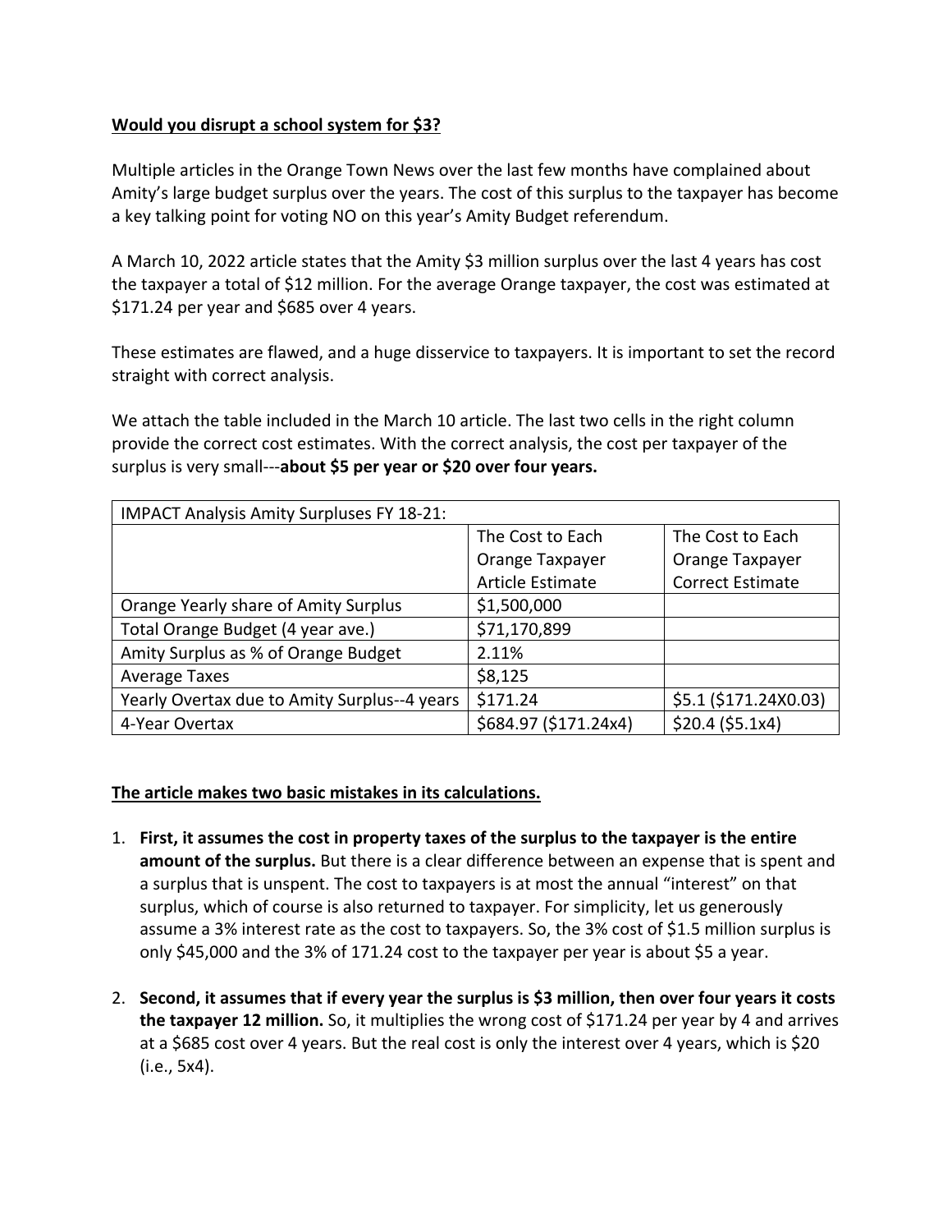**Would you disrupt a school system for $3?**

Multiple articles in the Orange Town News over the last few months have complained about Amity's large budget surplus over the years. The cost of this surplus to the taxpayer has become a key talking point for voting NO on this year's Amity Budget referendum.

A March 10, 2022 article states that the Amity $3 million surplus over the last 4 years has cost the taxpayer a total of $12 million. For the average Orange taxpayer, the cost was estimated at $171.24 per year and $685 over 4 years.

These estimates are flawed, and a huge disservice to taxpayers. It is important to set the record straight with correct analysis.

We attach the table included in the March 10 article. The last two cells in the right column provide the correct cost estimates. With the correct analysis, the cost per taxpayer of the surplus is very small---**about $5 per year or $20 over four years.**

| IMPACT Analysis Amity Surpluses FY 18-21: | | |
|---|---|---|
| | The Cost to Each Orange Taxpayer Article Estimate | The Cost to Each Orange Taxpayer Correct Estimate |
| Orange Yearly share of Amity Surplus | $1,500,000 | |
| Total Orange Budget (4 year ave.) | $71,170,899 | |
| Amity Surplus as % of Orange Budget | 2.11% | |
| Average Taxes | $8,125 | |
| Yearly Overtax due to Amity Surplus--4 years | $171.24 | $5.1 ($171.24X0.03) |
| 4-Year Overtax | $684.97 ($171.24x4) | $20.4 ($5.1x4) |

**The article makes two basic mistakes in its calculations.**

1. **First, it assumes the cost in property taxes of the surplus to the taxpayer is the entire amount of the surplus.** But there is a clear difference between an expense that is spent and a surplus that is unspent. The cost to taxpayers is at most the annual "interest" on that surplus, which of course is also returned to taxpayer. For simplicity, let us generously assume a 3% interest rate as the cost to taxpayers. So, the 3% cost of $1.5 million surplus is only $45,000 and the 3% of 171.24 cost to the taxpayer per year is about $5 a year.

2. **Second, it assumes that if every year the surplus is $3 million, then over four years it costs the taxpayer 12 million.** So, it multiplies the wrong cost of $171.24 per year by 4 and arrives at a $685 cost over 4 years. But the real cost is only the interest over 4 years, which is $20 (i.e., 5x4).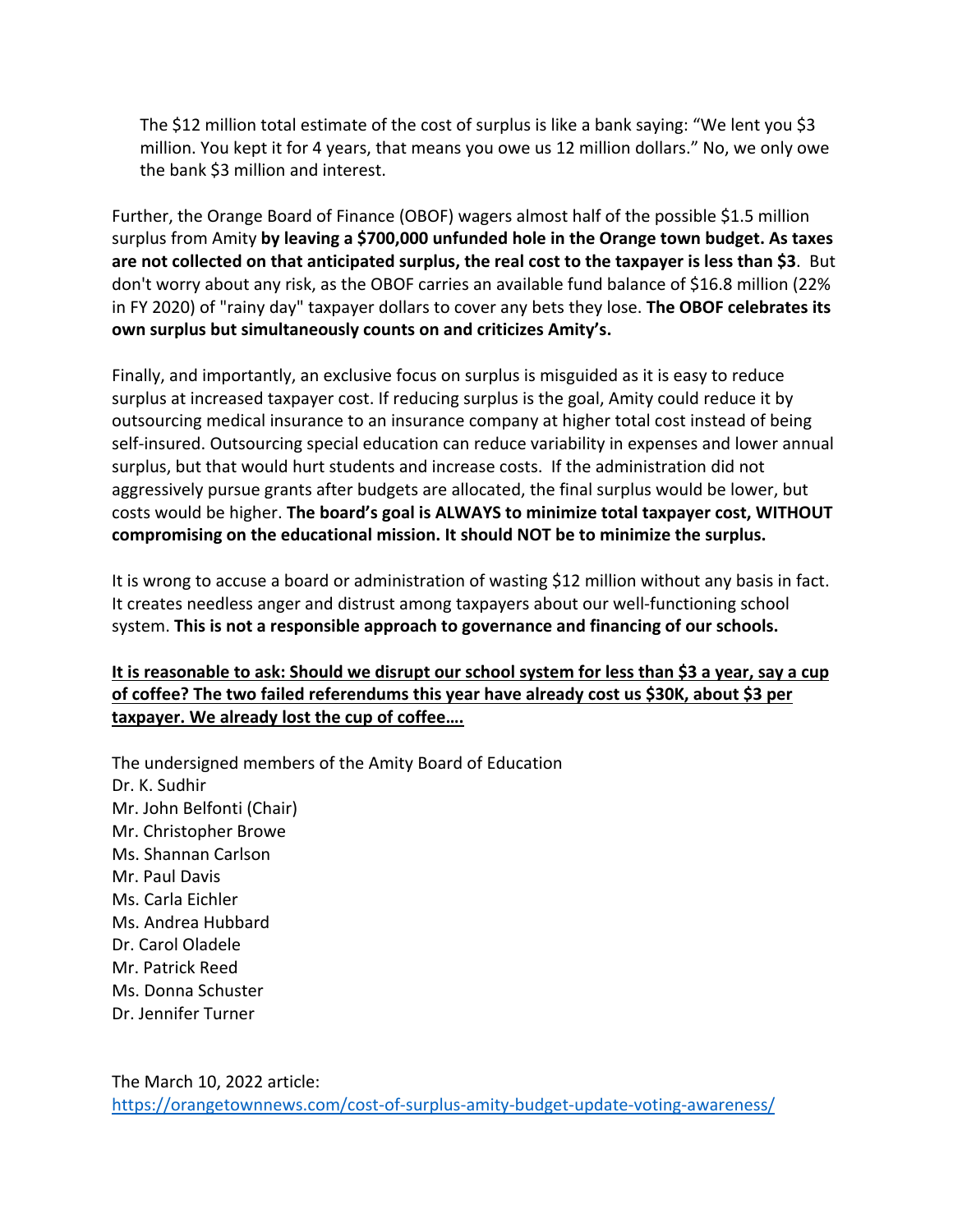> The $12 million total estimate of the cost of surplus is like a bank saying: "We lent you $3 million. You kept it for 4 years, that means you owe us 12 million dollars." No, we only owe the bank $3 million and interest.

Further, the Orange Board of Finance (OBOF) wagers almost half of the possible $1.5 million surplus from Amity **by leaving a $700,000 unfunded hole in the Orange town budget. As taxes are not collected on that anticipated surplus, the real cost to the taxpayer is less than $3**. But don't worry about any risk, as the OBOF carries an available fund balance of $16.8 million (22% in FY 2020) of "rainy day" taxpayer dollars to cover any bets they lose. **The OBOF celebrates its own surplus but simultaneously counts on and criticizes Amity's.**

Finally, and importantly, an exclusive focus on surplus is misguided as it is easy to reduce surplus at increased taxpayer cost. If reducing surplus is the goal, Amity could reduce it by outsourcing medical insurance to an insurance company at higher total cost instead of being self-insured. Outsourcing special education can reduce variability in expenses and lower annual surplus, but that would hurt students and increase costs. If the administration did not aggressively pursue grants after budgets are allocated, the final surplus would be lower, but costs would be higher. **The board's goal is ALWAYS to minimize total taxpayer cost, WITHOUT compromising on the educational mission. It should NOT be to minimize the surplus.**

It is wrong to accuse a board or administration of wasting $12 million without any basis in fact. It creates needless anger and distrust among taxpayers about our well-functioning school system. **This is not a responsible approach to governance and financing of our schools.**

**<u>It is reasonable to ask: Should we disrupt our school system for less than $3 a year, say a cup of coffee? The two failed referendums this year have already cost us $30K, about $3 per taxpayer. We already lost the cup of coffee….</u>**

The undersigned members of the Amity Board of Education  
Dr. K. Sudhir  
Mr. John Belfonti (Chair)  
Mr. Christopher Browe  
Ms. Shannan Carlson  
Mr. Paul Davis  
Ms. Carla Eichler  
Ms. Andrea Hubbard  
Dr. Carol Oladele  
Mr. Patrick Reed  
Ms. Donna Schuster  
Dr. Jennifer Turner

The March 10, 2022 article:  
https://orangetownnews.com/cost-of-surplus-amity-budget-update-voting-awareness/